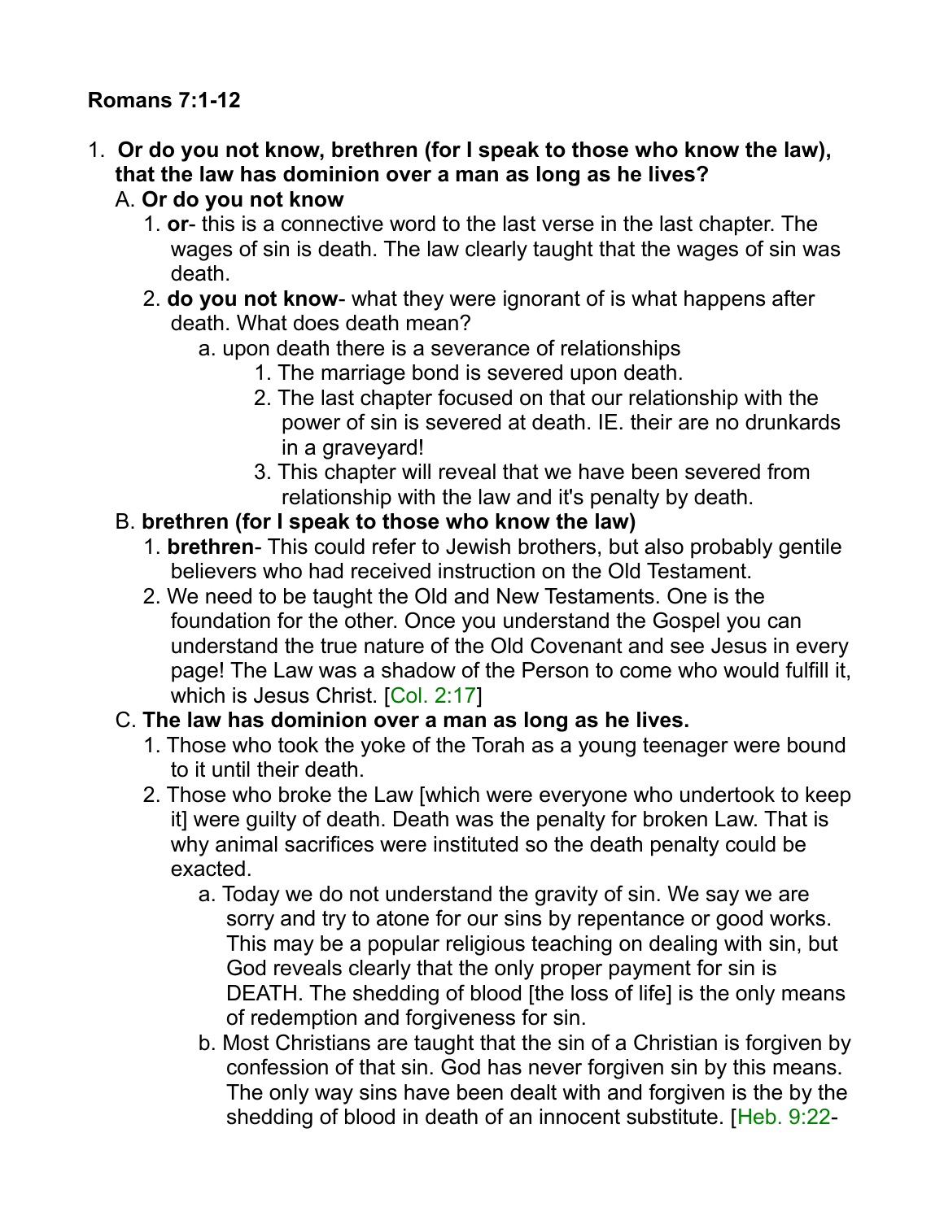**Romans 7:1-12**

1. **Or do you not know, brethren (for I speak to those who know the law), that the law has dominion over a man as long as he lives?**
   A. **Or do you not know**
      1. **or**- this is a connective word to the last verse in the last chapter. The wages of sin is death. The law clearly taught that the wages of sin was death.
      2. **do you not know**- what they were ignorant of is what happens after death. What does death mean?
         a. upon death there is a severance of relationships
            1. The marriage bond is severed upon death.
            2. The last chapter focused on that our relationship with the power of sin is severed at death. IE. their are no drunkards in a graveyard!
            3. This chapter will reveal that we have been severed from relationship with the law and it's penalty by death.
   B. **brethren (for I speak to those who know the law)**
      1. **brethren**- This could refer to Jewish brothers, but also probably gentile believers who had received instruction on the Old Testament.
      2. We need to be taught the Old and New Testaments. One is the foundation for the other. Once you understand the Gospel you can understand the true nature of the Old Covenant and see Jesus in every page! The Law was a shadow of the Person to come who would fulfill it, which is Jesus Christ. [Col. 2:17]
   C. **The law has dominion over a man as long as he lives.**
      1. Those who took the yoke of the Torah as a young teenager were bound to it until their death.
      2. Those who broke the Law [which were everyone who undertook to keep it] were guilty of death. Death was the penalty for broken Law. That is why animal sacrifices were instituted so the death penalty could be exacted.
         a. Today we do not understand the gravity of sin. We say we are sorry and try to atone for our sins by repentance or good works. This may be a popular religious teaching on dealing with sin, but God reveals clearly that the only proper payment for sin is DEATH. The shedding of blood [the loss of life] is the only means of redemption and forgiveness for sin.
         b. Most Christians are taught that the sin of a Christian is forgiven by confession of that sin. God has never forgiven sin by this means. The only way sins have been dealt with and forgiven is the by the shedding of blood in death of an innocent substitute. [Heb. 9:22-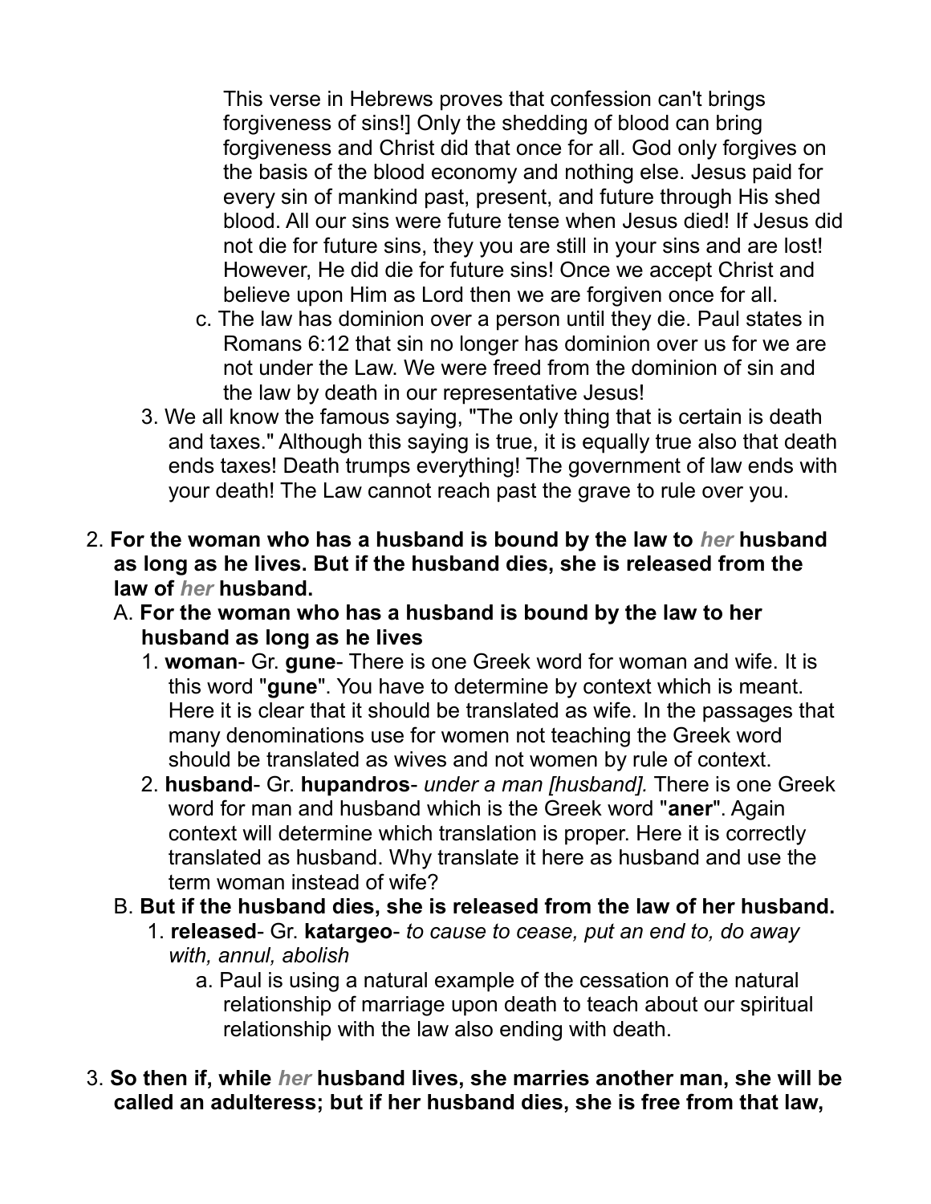This verse in Hebrews proves that confession can't brings forgiveness of sins!] Only the shedding of blood can bring forgiveness and Christ did that once for all. God only forgives on the basis of the blood economy and nothing else. Jesus paid for every sin of mankind past, present, and future through His shed blood. All our sins were future tense when Jesus died! If Jesus did not die for future sins, they you are still in your sins and are lost! However, He did die for future sins! Once we accept Christ and believe upon Him as Lord then we are forgiven once for all.

    c. The law has dominion over a person until they die. Paul states in Romans 6:12 that sin no longer has dominion over us for we are not under the Law. We were freed from the dominion of sin and the law by death in our representative Jesus!

  3. We all know the famous saying, "The only thing that is certain is death and taxes." Although this saying is true, it is equally true also that death ends taxes! Death trumps everything! The government of law ends with your death! The Law cannot reach past the grave to rule over you.

2. **For the woman who has a husband is bound by the law to *her* husband as long as he lives. But if the husband dies, she is released from the law of *her* husband.**
   A. **For the woman who has a husband is bound by the law to her husband as long as he lives**
      1. **woman**- Gr. **gune**- There is one Greek word for woman and wife. It is this word "**gune**". You have to determine by context which is meant. Here it is clear that it should be translated as wife. In the passages that many denominations use for women not teaching the Greek word should be translated as wives and not women by rule of context.
      2. **husband**- Gr. **hupandros**- *under a man [husband].* There is one Greek word for man and husband which is the Greek word "**aner**". Again context will determine which translation is proper. Here it is correctly translated as husband. Why translate it here as husband and use the term woman instead of wife?
   B. **But if the husband dies, she is released from the law of her husband.**
      1. **released**- Gr. **katargeo**- *to cause to cease, put an end to, do away with, annul, abolish*
         a. Paul is using a natural example of the cessation of the natural relationship of marriage upon death to teach about our spiritual relationship with the law also ending with death.

3. **So then if, while *her* husband lives, she marries another man, she will be called an adulteress; but if her husband dies, she is free from that law,**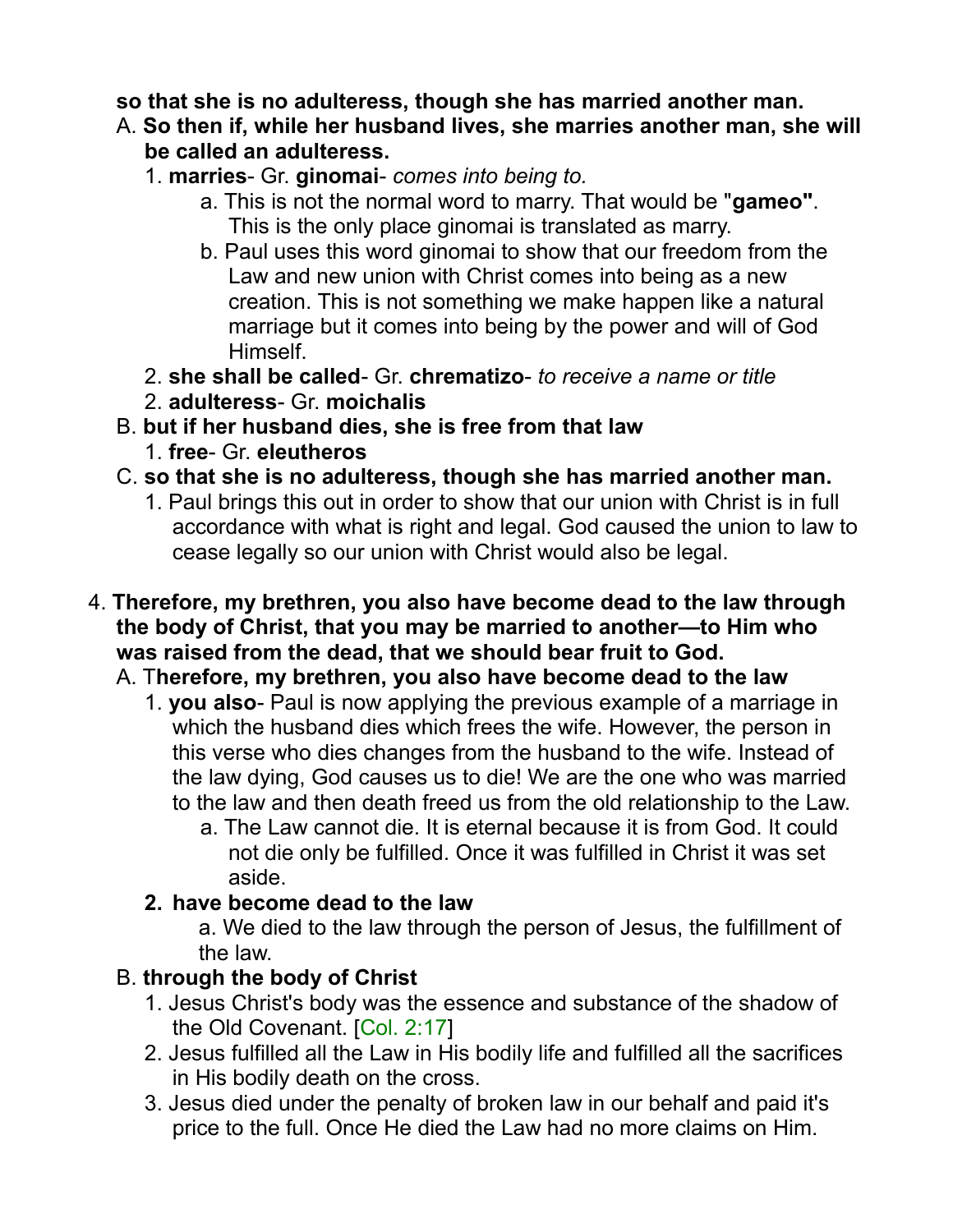**so that she is no adulteress, though she has married another man.**

A. **So then if, while her husband lives, she marries another man, she will be called an adulteress.**
   1. **marries**- Gr. **ginomai**- *comes into being to.*
      a. This is not the normal word to marry. That would be "**gameo"**. This is the only place ginomai is translated as marry.
      b. Paul uses this word ginomai to show that our freedom from the Law and new union with Christ comes into being as a new creation. This is not something we make happen like a natural marriage but it comes into being by the power and will of God Himself.
   2. **she shall be called**- Gr. **chrematizo**- *to receive a name or title*
   2. **adulteress**- Gr. **moichalis**

B. **but if her husband dies, she is free from that law**
   1. **free**- Gr. **eleutheros**

C. **so that she is no adulteress, though she has married another man.**
   1. Paul brings this out in order to show that our union with Christ is in full accordance with what is right and legal. God caused the union to law to cease legally so our union with Christ would also be legal.

4. **Therefore, my brethren, you also have become dead to the law through the body of Christ, that you may be married to another—to Him who was raised from the dead, that we should bear fruit to God.**

   A. T**herefore, my brethren, you also have become dead to the law**
      1. **you also**- Paul is now applying the previous example of a marriage in which the husband dies which frees the wife. However, the person in this verse who dies changes from the husband to the wife. Instead of the law dying, God causes us to die! We are the one who was married to the law and then death freed us from the old relationship to the Law.
         a. The Law cannot die. It is eternal because it is from God. It could not die only be fulfilled. Once it was fulfilled in Christ it was set aside.
      **2. have become dead to the law**
         a. We died to the law through the person of Jesus, the fulfillment of the law.

   B. **through the body of Christ**
      1. Jesus Christ's body was the essence and substance of the shadow of the Old Covenant. [Col. 2:17]
      2. Jesus fulfilled all the Law in His bodily life and fulfilled all the sacrifices in His bodily death on the cross.
      3. Jesus died under the penalty of broken law in our behalf and paid it's price to the full. Once He died the Law had no more claims on Him.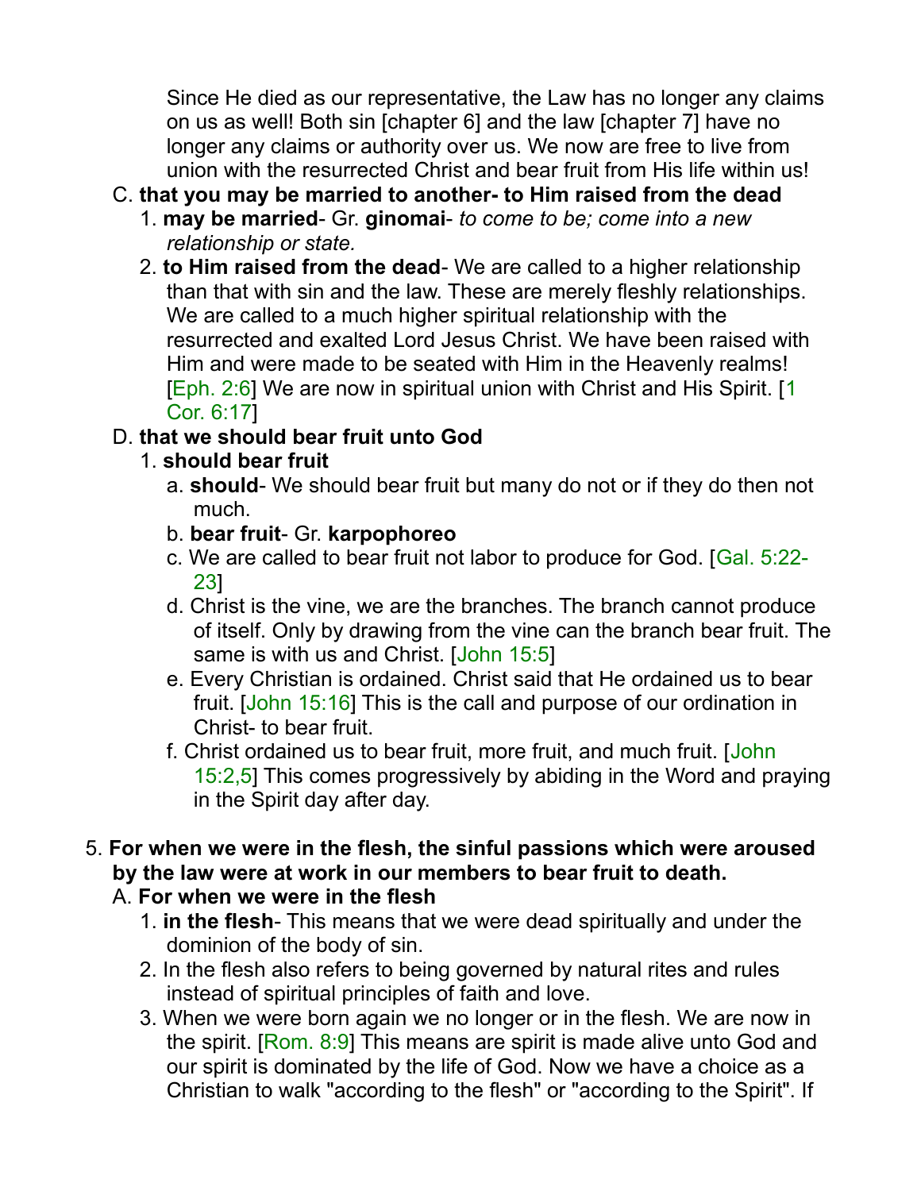Since He died as our representative, the Law has no longer any claims on us as well! Both sin [chapter 6] and the law [chapter 7] have no longer any claims or authority over us. We now are free to live from union with the resurrected Christ and bear fruit from His life within us!

C. **that you may be married to another- to Him raised from the dead**

1. **may be married**- Gr. **ginomai**- *to come to be; come into a new relationship or state.*
2. **to Him raised from the dead**- We are called to a higher relationship than that with sin and the law. These are merely fleshly relationships. We are called to a much higher spiritual relationship with the resurrected and exalted Lord Jesus Christ. We have been raised with Him and were made to be seated with Him in the Heavenly realms! [Eph. 2:6] We are now in spiritual union with Christ and His Spirit. [1 Cor. 6:17]

D. **that we should bear fruit unto God**

1. **should bear fruit**
   a. **should**- We should bear fruit but many do not or if they do then not much.
   b. **bear fruit**- Gr. **karpophoreo**
   c. We are called to bear fruit not labor to produce for God. [Gal. 5:22-23]
   d. Christ is the vine, we are the branches. The branch cannot produce of itself. Only by drawing from the vine can the branch bear fruit. The same is with us and Christ. [John 15:5]
   e. Every Christian is ordained. Christ said that He ordained us to bear fruit. [John 15:16] This is the call and purpose of our ordination in Christ- to bear fruit.
   f. Christ ordained us to bear fruit, more fruit, and much fruit. [John 15:2,5] This comes progressively by abiding in the Word and praying in the Spirit day after day.

5. **For when we were in the flesh, the sinful passions which were aroused by the law were at work in our members to bear fruit to death.**

A. **For when we were in the flesh**

1. **in the flesh**- This means that we were dead spiritually and under the dominion of the body of sin.
2. In the flesh also refers to being governed by natural rites and rules instead of spiritual principles of faith and love.
3. When we were born again we no longer or in the flesh. We are now in the spirit. [Rom. 8:9] This means are spirit is made alive unto God and our spirit is dominated by the life of God. Now we have a choice as a Christian to walk "according to the flesh" or "according to the Spirit". If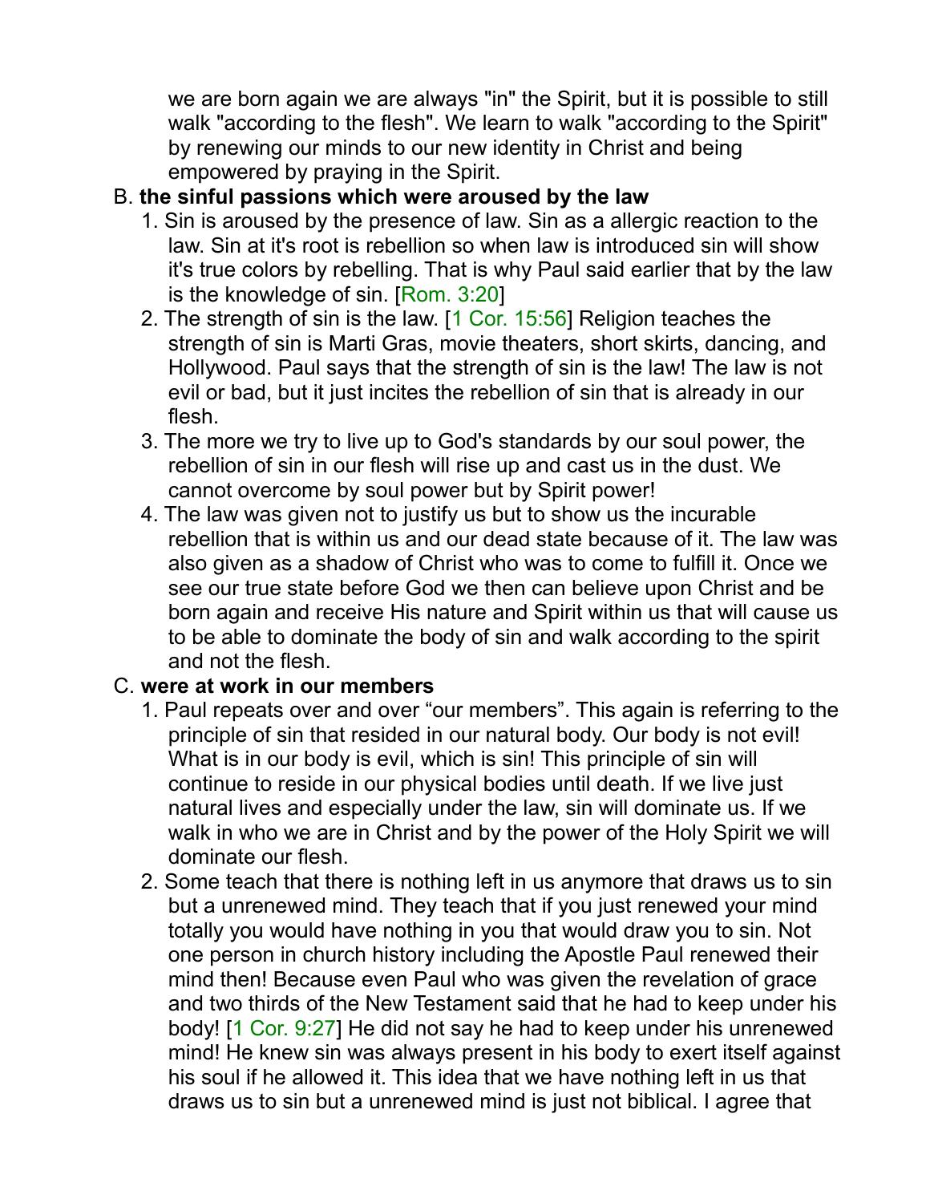we are born again we are always "in" the Spirit, but it is possible to still walk "according to the flesh". We learn to walk "according to the Spirit" by renewing our minds to our new identity in Christ and being empowered by praying in the Spirit.

B. **the sinful passions which were aroused by the law**

1. Sin is aroused by the presence of law. Sin as a allergic reaction to the law. Sin at it's root is rebellion so when law is introduced sin will show it's true colors by rebelling. That is why Paul said earlier that by the law is the knowledge of sin. [Rom. 3:20]
2. The strength of sin is the law. [1 Cor. 15:56] Religion teaches the strength of sin is Marti Gras, movie theaters, short skirts, dancing, and Hollywood. Paul says that the strength of sin is the law! The law is not evil or bad, but it just incites the rebellion of sin that is already in our flesh.
3. The more we try to live up to God's standards by our soul power, the rebellion of sin in our flesh will rise up and cast us in the dust. We cannot overcome by soul power but by Spirit power!
4. The law was given not to justify us but to show us the incurable rebellion that is within us and our dead state because of it. The law was also given as a shadow of Christ who was to come to fulfill it. Once we see our true state before God we then can believe upon Christ and be born again and receive His nature and Spirit within us that will cause us to be able to dominate the body of sin and walk according to the spirit and not the flesh.

C. **were at work in our members**

1. Paul repeats over and over "our members". This again is referring to the principle of sin that resided in our natural body. Our body is not evil! What is in our body is evil, which is sin! This principle of sin will continue to reside in our physical bodies until death. If we live just natural lives and especially under the law, sin will dominate us. If we walk in who we are in Christ and by the power of the Holy Spirit we will dominate our flesh.
2. Some teach that there is nothing left in us anymore that draws us to sin but a unrenewed mind. They teach that if you just renewed your mind totally you would have nothing in you that would draw you to sin. Not one person in church history including the Apostle Paul renewed their mind then! Because even Paul who was given the revelation of grace and two thirds of the New Testament said that he had to keep under his body! [1 Cor. 9:27] He did not say he had to keep under his unrenewed mind! He knew sin was always present in his body to exert itself against his soul if he allowed it. This idea that we have nothing left in us that draws us to sin but a unrenewed mind is just not biblical. I agree that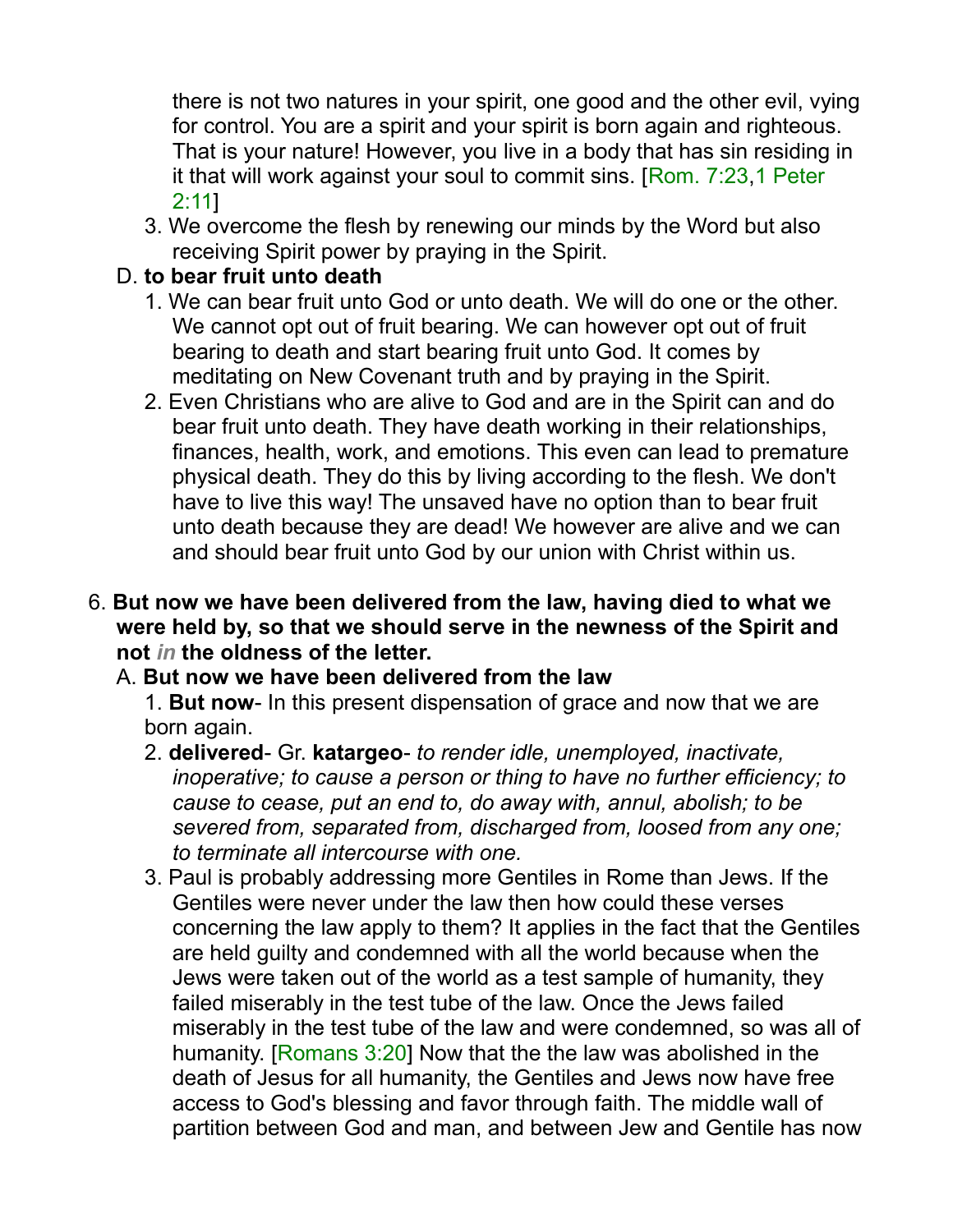there is not two natures in your spirit, one good and the other evil, vying for control. You are a spirit and your spirit is born again and righteous. That is your nature! However, you live in a body that has sin residing in it that will work against your soul to commit sins. [Rom. 7:23,1 Peter 2:11]

3. We overcome the flesh by renewing our minds by the Word but also receiving Spirit power by praying in the Spirit.

D. **to bear fruit unto death**

1. We can bear fruit unto God or unto death. We will do one or the other. We cannot opt out of fruit bearing. We can however opt out of fruit bearing to death and start bearing fruit unto God. It comes by meditating on New Covenant truth and by praying in the Spirit.
2. Even Christians who are alive to God and are in the Spirit can and do bear fruit unto death. They have death working in their relationships, finances, health, work, and emotions. This even can lead to premature physical death. They do this by living according to the flesh. We don't have to live this way! The unsaved have no option than to bear fruit unto death because they are dead! We however are alive and we can and should bear fruit unto God by our union with Christ within us.

6. **But now we have been delivered from the law, having died to what we were held by, so that we should serve in the newness of the Spirit and not *in* the oldness of the letter.**

A. **But now we have been delivered from the law**

1. **But now**- In this present dispensation of grace and now that we are born again.
2. **delivered**- Gr. **katargeo**- *to render idle, unemployed, inactivate, inoperative; to cause a person or thing to have no further efficiency; to cause to cease, put an end to, do away with, annul, abolish; to be severed from, separated from, discharged from, loosed from any one; to terminate all intercourse with one.*
3. Paul is probably addressing more Gentiles in Rome than Jews. If the Gentiles were never under the law then how could these verses concerning the law apply to them? It applies in the fact that the Gentiles are held guilty and condemned with all the world because when the Jews were taken out of the world as a test sample of humanity, they failed miserably in the test tube of the law. Once the Jews failed miserably in the test tube of the law and were condemned, so was all of humanity. [Romans 3:20] Now that the the law was abolished in the death of Jesus for all humanity, the Gentiles and Jews now have free access to God's blessing and favor through faith. The middle wall of partition between God and man, and between Jew and Gentile has now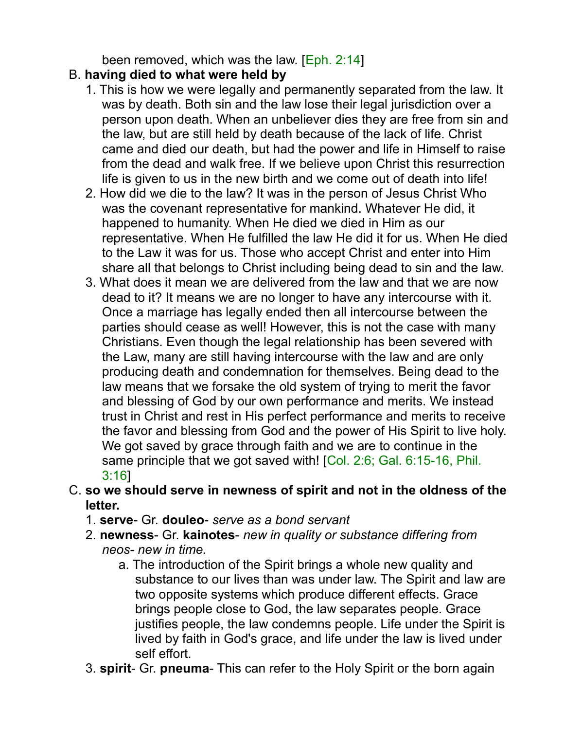been removed, which was the law. [Eph. 2:14]

B. **having died to what were held by**
   1. This is how we were legally and permanently separated from the law. It was by death. Both sin and the law lose their legal jurisdiction over a person upon death. When an unbeliever dies they are free from sin and the law, but are still held by death because of the lack of life. Christ came and died our death, but had the power and life in Himself to raise from the dead and walk free. If we believe upon Christ this resurrection life is given to us in the new birth and we come out of death into life!
   2. How did we die to the law? It was in the person of Jesus Christ Who was the covenant representative for mankind. Whatever He did, it happened to humanity. When He died we died in Him as our representative. When He fulfilled the law He did it for us. When He died to the Law it was for us. Those who accept Christ and enter into Him share all that belongs to Christ including being dead to sin and the law.
   3. What does it mean we are delivered from the law and that we are now dead to it? It means we are no longer to have any intercourse with it. Once a marriage has legally ended then all intercourse between the parties should cease as well! However, this is not the case with many Christians. Even though the legal relationship has been severed with the Law, many are still having intercourse with the law and are only producing death and condemnation for themselves. Being dead to the law means that we forsake the old system of trying to merit the favor and blessing of God by our own performance and merits. We instead trust in Christ and rest in His perfect performance and merits to receive the favor and blessing from God and the power of His Spirit to live holy. We got saved by grace through faith and we are to continue in the same principle that we got saved with! [Col. 2:6; Gal. 6:15-16, Phil. 3:16]

C. **so we should serve in newness of spirit and not in the oldness of the letter.**
   1. **serve**- Gr. **douleo**- *serve as a bond servant*
   2. **newness**- Gr. **kainotes**- *new in quality or substance differing from neos- new in time.*
      a. The introduction of the Spirit brings a whole new quality and substance to our lives than was under law. The Spirit and law are two opposite systems which produce different effects. Grace brings people close to God, the law separates people. Grace justifies people, the law condemns people. Life under the Spirit is lived by faith in God's grace, and life under the law is lived under self effort.
   3. **spirit**- Gr. **pneuma**- This can refer to the Holy Spirit or the born again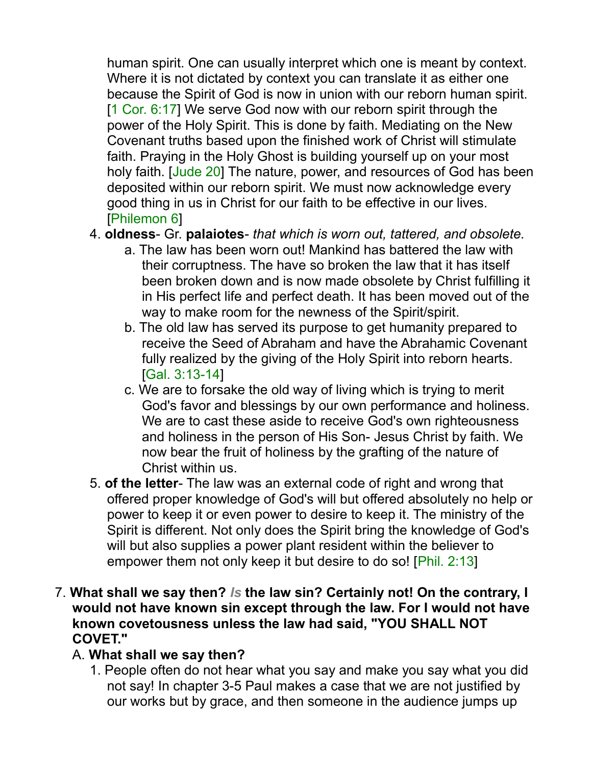human spirit. One can usually interpret which one is meant by context. Where it is not dictated by context you can translate it as either one because the Spirit of God is now in union with our reborn human spirit. [1 Cor. 6:17] We serve God now with our reborn spirit through the power of the Holy Spirit. This is done by faith. Mediating on the New Covenant truths based upon the finished work of Christ will stimulate faith. Praying in the Holy Ghost is building yourself up on your most holy faith. [Jude 20] The nature, power, and resources of God has been deposited within our reborn spirit. We must now acknowledge every good thing in us in Christ for our faith to be effective in our lives. [Philemon 6]

4. **oldness**- Gr. **palaiotes**- *that which is worn out, tattered, and obsolete.*
   a. The law has been worn out! Mankind has battered the law with their corruptness. The have so broken the law that it has itself been broken down and is now made obsolete by Christ fulfilling it in His perfect life and perfect death. It has been moved out of the way to make room for the newness of the Spirit/spirit.
   b. The old law has served its purpose to get humanity prepared to receive the Seed of Abraham and have the Abrahamic Covenant fully realized by the giving of the Holy Spirit into reborn hearts. [Gal. 3:13-14]
   c. We are to forsake the old way of living which is trying to merit God's favor and blessings by our own performance and holiness. We are to cast these aside to receive God's own righteousness and holiness in the person of His Son- Jesus Christ by faith. We now bear the fruit of holiness by the grafting of the nature of Christ within us.
5. **of the letter**- The law was an external code of right and wrong that offered proper knowledge of God's will but offered absolutely no help or power to keep it or even power to desire to keep it. The ministry of the Spirit is different. Not only does the Spirit bring the knowledge of God's will but also supplies a power plant resident within the believer to empower them not only keep it but desire to do so! [Phil. 2:13]

7. **What shall we say then?** ***Is*** **the law sin? Certainly not! On the contrary, I would not have known sin except through the law. For I would not have known covetousness unless the law had said, "YOU SHALL NOT COVET."**
   A. **What shall we say then?**
      1. People often do not hear what you say and make you say what you did not say! In chapter 3-5 Paul makes a case that we are not justified by our works but by grace, and then someone in the audience jumps up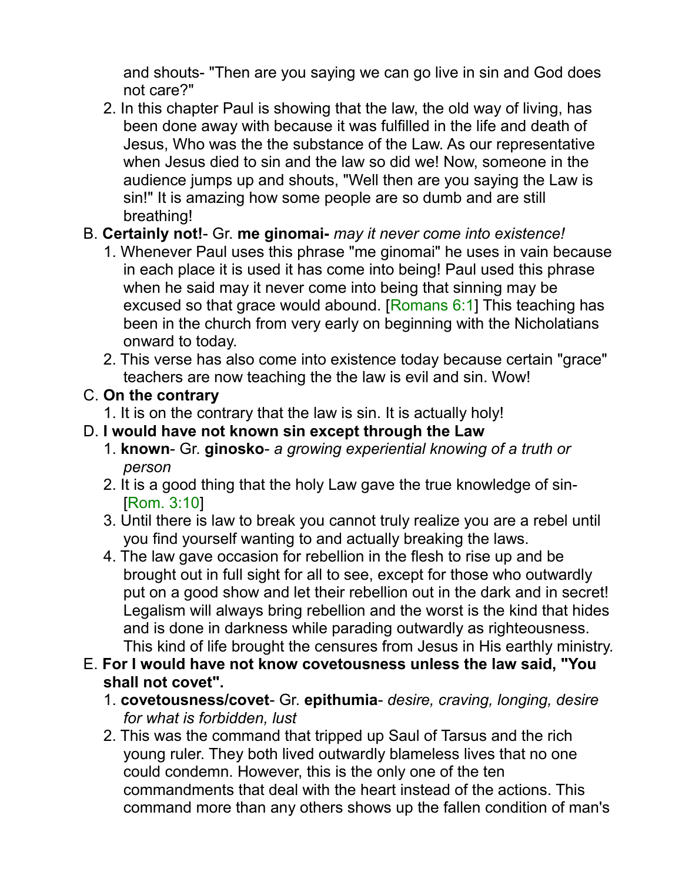and shouts- "Then are you saying we can go live in sin and God does not care?"

2. In this chapter Paul is showing that the law, the old way of living, has been done away with because it was fulfilled in the life and death of Jesus, Who was the the substance of the Law. As our representative when Jesus died to sin and the law so did we! Now, someone in the audience jumps up and shouts, "Well then are you saying the Law is sin!" It is amazing how some people are so dumb and are still breathing!

B. **Certainly not!**- Gr. **me ginomai-** *may it never come into existence!*

1. Whenever Paul uses this phrase "me ginomai" he uses in vain because in each place it is used it has come into being! Paul used this phrase when he said may it never come into being that sinning may be excused so that grace would abound. [Romans 6:1] This teaching has been in the church from very early on beginning with the Nicholatians onward to today.
2. This verse has also come into existence today because certain "grace" teachers are now teaching the the law is evil and sin. Wow!

C. **On the contrary**

1. It is on the contrary that the law is sin. It is actually holy!

D. **I would have not known sin except through the Law**

1. **known**- Gr. **ginosko**- *a growing experiential knowing of a truth or person*
2. It is a good thing that the holy Law gave the true knowledge of sin- [Rom. 3:10]
3. Until there is law to break you cannot truly realize you are a rebel until you find yourself wanting to and actually breaking the laws.
4. The law gave occasion for rebellion in the flesh to rise up and be brought out in full sight for all to see, except for those who outwardly put on a good show and let their rebellion out in the dark and in secret! Legalism will always bring rebellion and the worst is the kind that hides and is done in darkness while parading outwardly as righteousness. This kind of life brought the censures from Jesus in His earthly ministry.

E. **For I would have not know covetousness unless the law said, "You shall not covet".**

1. **covetousness/covet**- Gr. **epithumia**- *desire, craving, longing, desire for what is forbidden, lust*
2. This was the command that tripped up Saul of Tarsus and the rich young ruler. They both lived outwardly blameless lives that no one could condemn. However, this is the only one of the ten commandments that deal with the heart instead of the actions. This command more than any others shows up the fallen condition of man's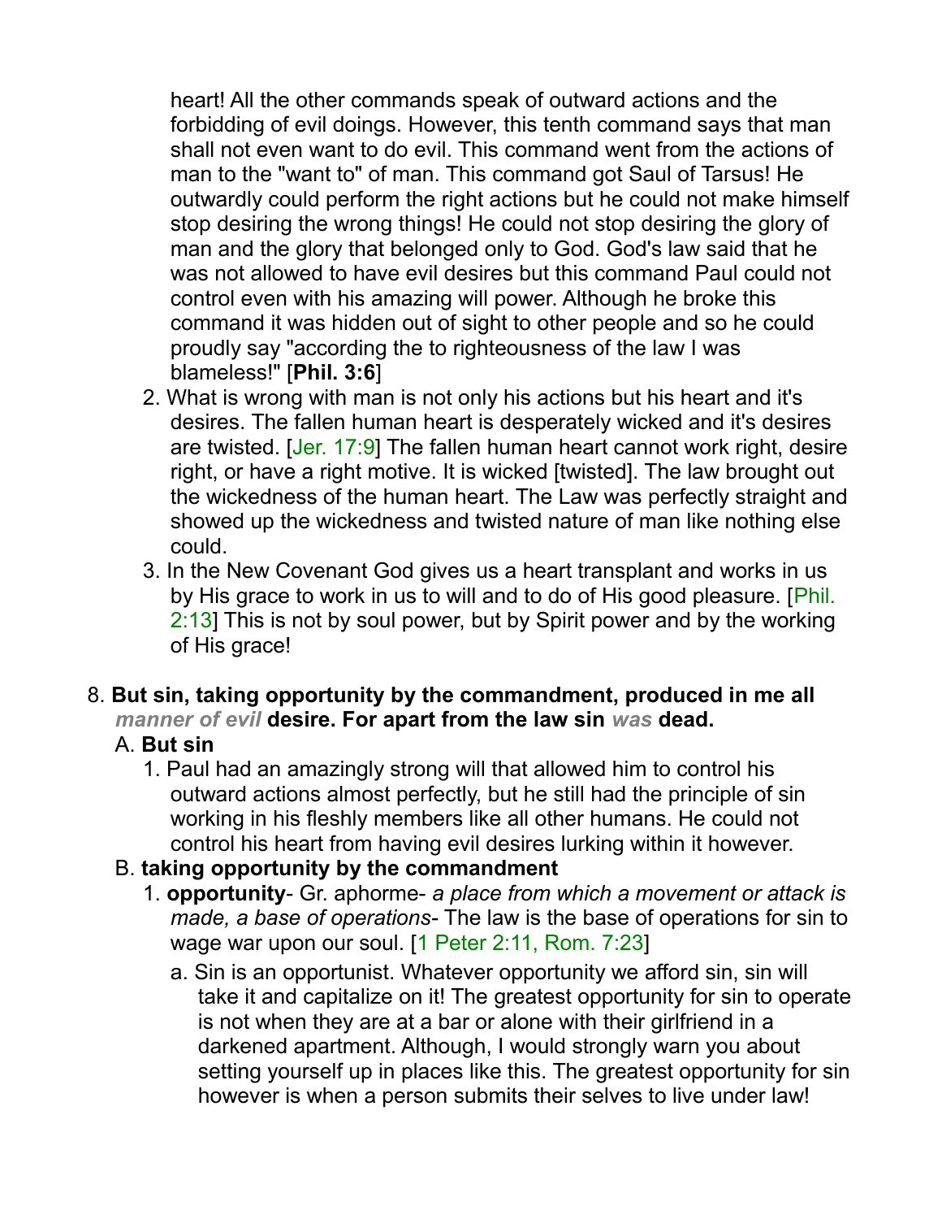heart! All the other commands speak of outward actions and the forbidding of evil doings. However, this tenth command says that man shall not even want to do evil. This command went from the actions of man to the "want to" of man. This command got Saul of Tarsus! He outwardly could perform the right actions but he could not make himself stop desiring the wrong things! He could not stop desiring the glory of man and the glory that belonged only to God. God's law said that he was not allowed to have evil desires but this command Paul could not control even with his amazing will power. Although he broke this command it was hidden out of sight to other people and so he could proudly say "according the to righteousness of the law I was blameless!" [**Phil. 3:6**]

2. What is wrong with man is not only his actions but his heart and it's desires. The fallen human heart is desperately wicked and it's desires are twisted. [Jer. 17:9] The fallen human heart cannot work right, desire right, or have a right motive. It is wicked [twisted]. The law brought out the wickedness of the human heart. The Law was perfectly straight and showed up the wickedness and twisted nature of man like nothing else could.
3. In the New Covenant God gives us a heart transplant and works in us by His grace to work in us to will and to do of His good pleasure. [Phil. 2:13] This is not by soul power, but by Spirit power and by the working of His grace!

8. **But sin, taking opportunity by the commandment, produced in me all** ***manner of evil*** **desire. For apart from the law sin** ***was*** **dead.**
   A. **But sin**
      1. Paul had an amazingly strong will that allowed him to control his outward actions almost perfectly, but he still had the principle of sin working in his fleshly members like all other humans. He could not control his heart from having evil desires lurking within it however.
   B. **taking opportunity by the commandment**
      1. **opportunity**- Gr. aphorme- *a place from which a movement or attack is made, a base of operations*- The law is the base of operations for sin to wage war upon our soul. [1 Peter 2:11, Rom. 7:23]
         a. Sin is an opportunist. Whatever opportunity we afford sin, sin will take it and capitalize on it! The greatest opportunity for sin to operate is not when they are at a bar or alone with their girlfriend in a darkened apartment. Although, I would strongly warn you about setting yourself up in places like this. The greatest opportunity for sin however is when a person submits their selves to live under law!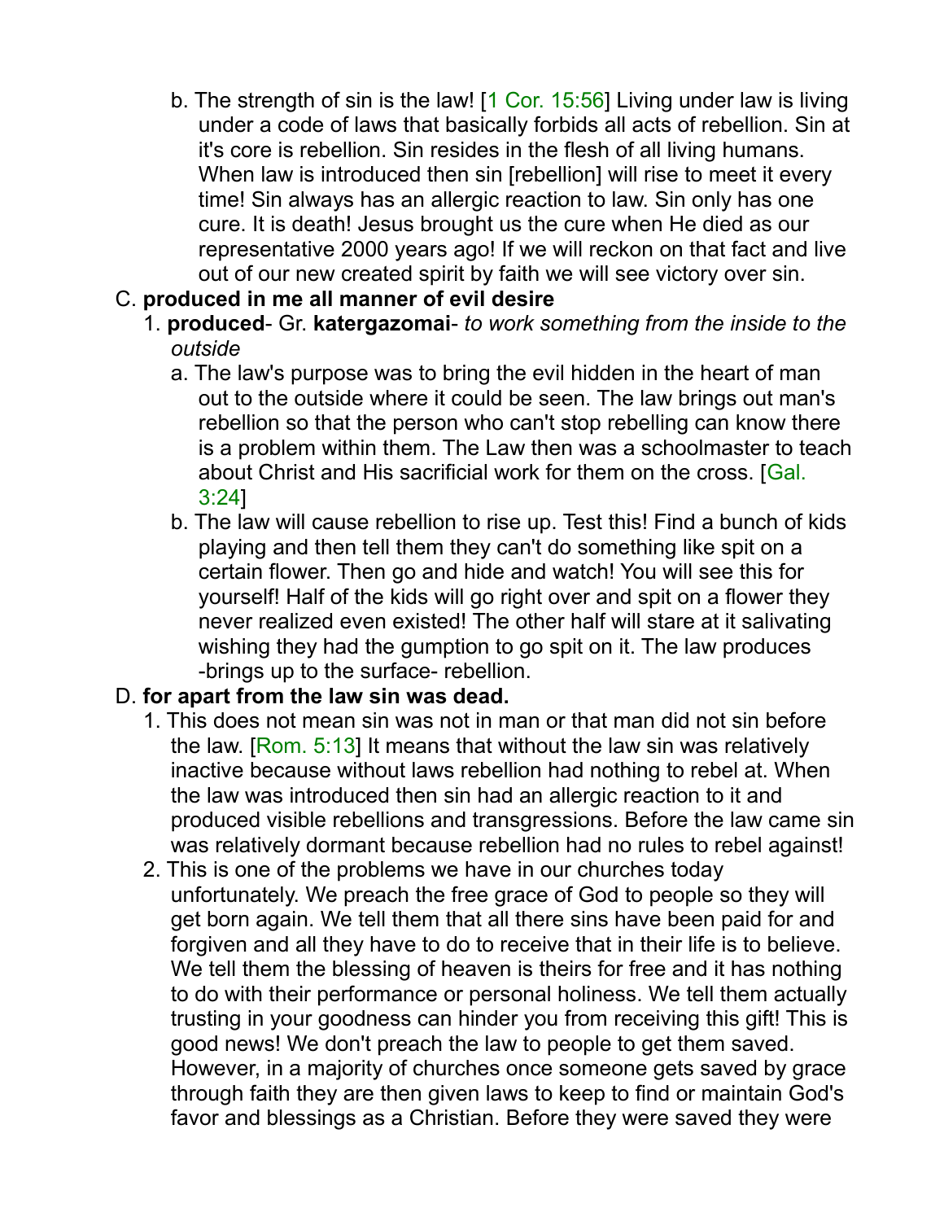b. The strength of sin is the law! [1 Cor. 15:56] Living under law is living under a code of laws that basically forbids all acts of rebellion. Sin at it's core is rebellion. Sin resides in the flesh of all living humans. When law is introduced then sin [rebellion] will rise to meet it every time! Sin always has an allergic reaction to law. Sin only has one cure. It is death! Jesus brought us the cure when He died as our representative 2000 years ago! If we will reckon on that fact and live out of our new created spirit by faith we will see victory over sin.

C. **produced in me all manner of evil desire**

1. **produced**- Gr. **katergazomai**- *to work something from the inside to the outside*

a. The law's purpose was to bring the evil hidden in the heart of man out to the outside where it could be seen. The law brings out man's rebellion so that the person who can't stop rebelling can know there is a problem within them. The Law then was a schoolmaster to teach about Christ and His sacrificial work for them on the cross. [Gal. 3:24]

b. The law will cause rebellion to rise up. Test this! Find a bunch of kids playing and then tell them they can't do something like spit on a certain flower. Then go and hide and watch! You will see this for yourself! Half of the kids will go right over and spit on a flower they never realized even existed! The other half will stare at it salivating wishing they had the gumption to go spit on it. The law produces -brings up to the surface- rebellion.

D. **for apart from the law sin was dead.**

1. This does not mean sin was not in man or that man did not sin before the law. [Rom. 5:13] It means that without the law sin was relatively inactive because without laws rebellion had nothing to rebel at. When the law was introduced then sin had an allergic reaction to it and produced visible rebellions and transgressions. Before the law came sin was relatively dormant because rebellion had no rules to rebel against!

2. This is one of the problems we have in our churches today unfortunately. We preach the free grace of God to people so they will get born again. We tell them that all there sins have been paid for and forgiven and all they have to do to receive that in their life is to believe. We tell them the blessing of heaven is theirs for free and it has nothing to do with their performance or personal holiness. We tell them actually trusting in your goodness can hinder you from receiving this gift! This is good news! We don't preach the law to people to get them saved. However, in a majority of churches once someone gets saved by grace through faith they are then given laws to keep to find or maintain God's favor and blessings as a Christian. Before they were saved they were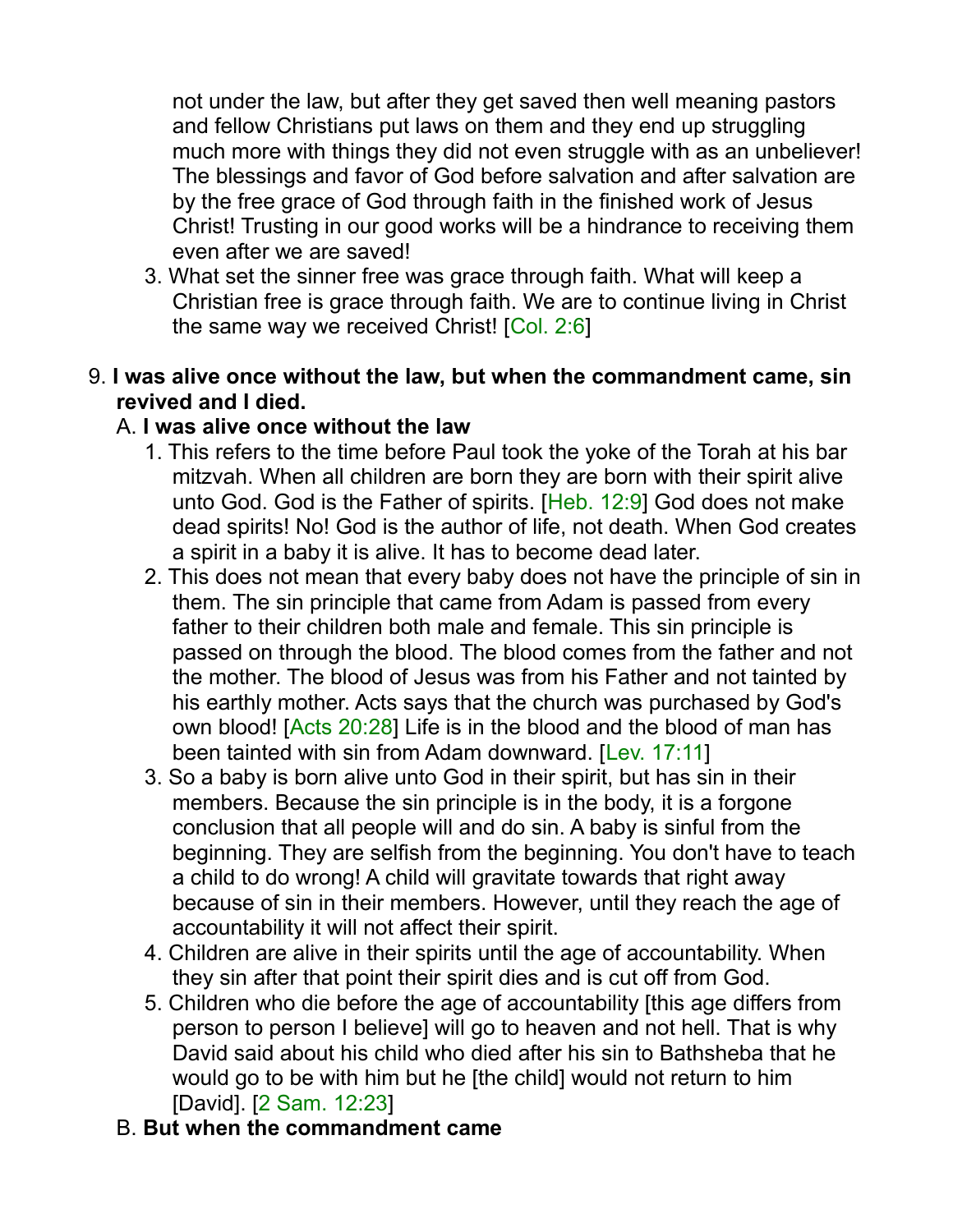not under the law, but after they get saved then well meaning pastors and fellow Christians put laws on them and they end up struggling much more with things they did not even struggle with as an unbeliever! The blessings and favor of God before salvation and after salvation are by the free grace of God through faith in the finished work of Jesus Christ! Trusting in our good works will be a hindrance to receiving them even after we are saved!

3. What set the sinner free was grace through faith. What will keep a Christian free is grace through faith. We are to continue living in Christ the same way we received Christ! [Col. 2:6]

9. **I was alive once without the law, but when the commandment came, sin revived and I died.**

   A. **I was alive once without the law**

   1. This refers to the time before Paul took the yoke of the Torah at his bar mitzvah. When all children are born they are born with their spirit alive unto God. God is the Father of spirits. [Heb. 12:9] God does not make dead spirits! No! God is the author of life, not death. When God creates a spirit in a baby it is alive. It has to become dead later.
   2. This does not mean that every baby does not have the principle of sin in them. The sin principle that came from Adam is passed from every father to their children both male and female. This sin principle is passed on through the blood. The blood comes from the father and not the mother. The blood of Jesus was from his Father and not tainted by his earthly mother. Acts says that the church was purchased by God's own blood! [Acts 20:28] Life is in the blood and the blood of man has been tainted with sin from Adam downward. [Lev. 17:11]
   3. So a baby is born alive unto God in their spirit, but has sin in their members. Because the sin principle is in the body, it is a forgone conclusion that all people will and do sin. A baby is sinful from the beginning. They are selfish from the beginning. You don't have to teach a child to do wrong! A child will gravitate towards that right away because of sin in their members. However, until they reach the age of accountability it will not affect their spirit.
   4. Children are alive in their spirits until the age of accountability. When they sin after that point their spirit dies and is cut off from God.
   5. Children who die before the age of accountability [this age differs from person to person I believe] will go to heaven and not hell. That is why David said about his child who died after his sin to Bathsheba that he would go to be with him but he [the child] would not return to him [David]. [2 Sam. 12:23]

   B. **But when the commandment came**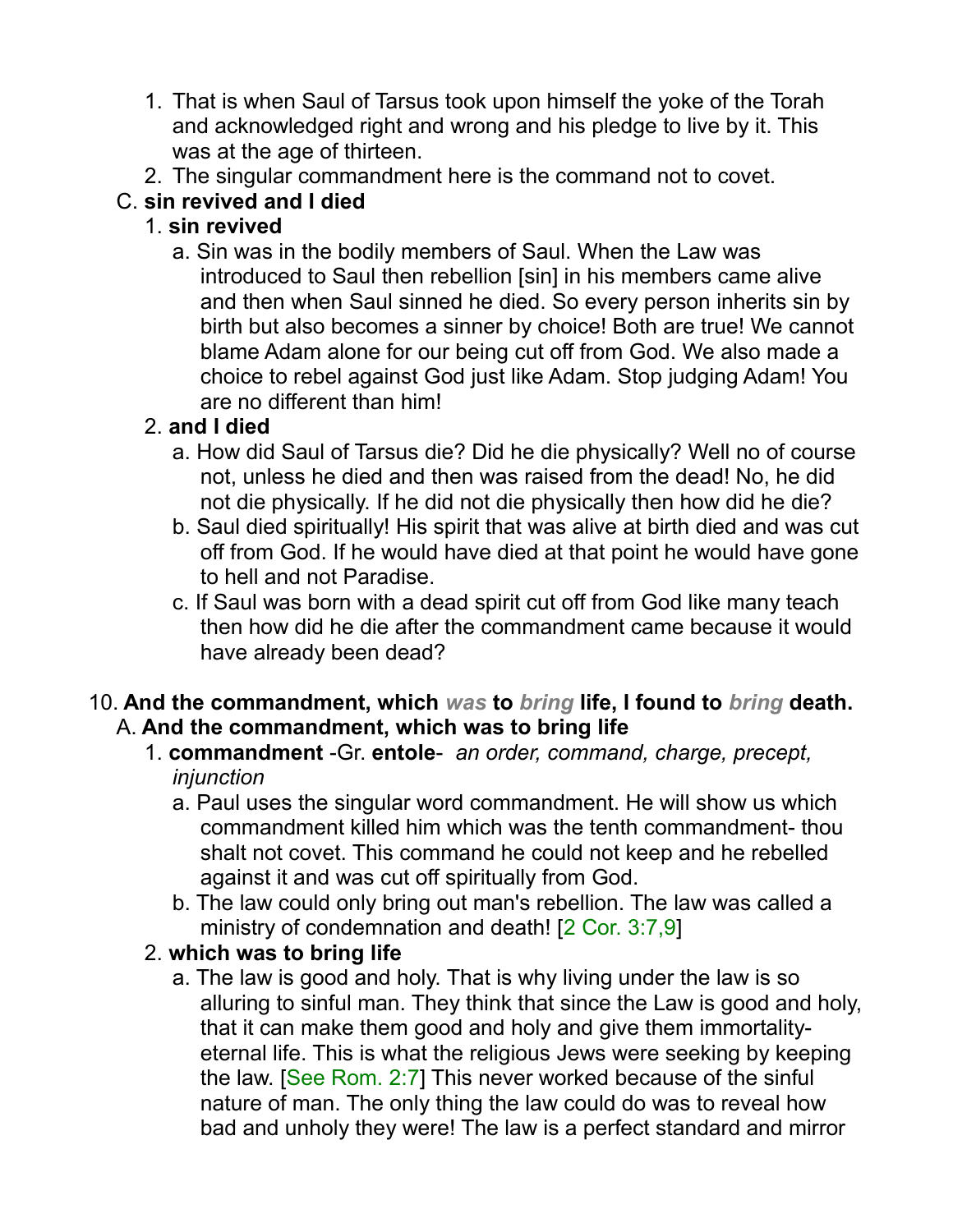1. That is when Saul of Tarsus took upon himself the yoke of the Torah and acknowledged right and wrong and his pledge to live by it. This was at the age of thirteen.
2. The singular commandment here is the command not to covet.

C. **sin revived and I died**

1. **sin revived**
   a. Sin was in the bodily members of Saul. When the Law was introduced to Saul then rebellion [sin] in his members came alive and then when Saul sinned he died. So every person inherits sin by birth but also becomes a sinner by choice! Both are true! We cannot blame Adam alone for our being cut off from God. We also made a choice to rebel against God just like Adam. Stop judging Adam! You are no different than him!

2. **and I died**
   a. How did Saul of Tarsus die? Did he die physically? Well no of course not, unless he died and then was raised from the dead! No, he did not die physically. If he did not die physically then how did he die?
   b. Saul died spiritually! His spirit that was alive at birth died and was cut off from God. If he would have died at that point he would have gone to hell and not Paradise.
   c. If Saul was born with a dead spirit cut off from God like many teach then how did he die after the commandment came because it would have already been dead?

10. **And the commandment, which *was* to *bring* life, I found to *bring* death.**

A. **And the commandment, which was to bring life**

1. **commandment** -Gr. **entole**- *an order, command, charge, precept, injunction*
   a. Paul uses the singular word commandment. He will show us which commandment killed him which was the tenth commandment- thou shalt not covet. This command he could not keep and he rebelled against it and was cut off spiritually from God.
   b. The law could only bring out man's rebellion. The law was called a ministry of condemnation and death! [2 Cor. 3:7,9]

2. **which was to bring life**
   a. The law is good and holy. That is why living under the law is so alluring to sinful man. They think that since the Law is good and holy, that it can make them good and holy and give them immortality-eternal life. This is what the religious Jews were seeking by keeping the law. [See Rom. 2:7] This never worked because of the sinful nature of man. The only thing the law could do was to reveal how bad and unholy they were! The law is a perfect standard and mirror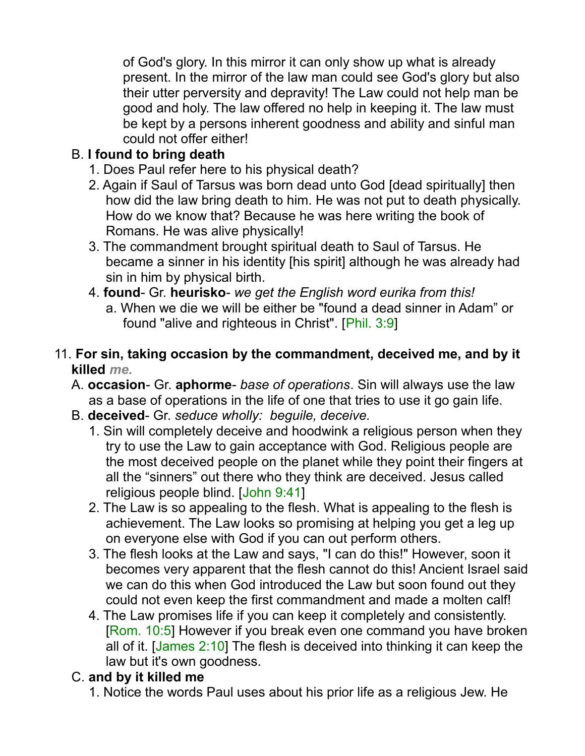of God's glory. In this mirror it can only show up what is already present. In the mirror of the law man could see God's glory but also their utter perversity and depravity! The Law could not help man be good and holy. The law offered no help in keeping it. The law must be kept by a persons inherent goodness and ability and sinful man could not offer either!

B. **I found to bring death**
   1. Does Paul refer here to his physical death?
   2. Again if Saul of Tarsus was born dead unto God [dead spiritually] then how did the law bring death to him. He was not put to death physically. How do we know that? Because he was here writing the book of Romans. He was alive physically!
   3. The commandment brought spiritual death to Saul of Tarsus. He became a sinner in his identity [his spirit] although he was already had sin in him by physical birth.
   4. **found**- Gr. **heurisko**- *we get the English word eurika from this!*
      a. When we die we will be either be "found a dead sinner in Adam" or found "alive and righteous in Christ". [Phil. 3:9]

11. **For sin, taking occasion by the commandment, deceived me, and by it killed** *me.*
   A. **occasion**- Gr. **aphorme**- *base of operations*. Sin will always use the law as a base of operations in the life of one that tries to use it go gain life.
   B. **deceived**- Gr. *seduce wholly: beguile, deceive.*
      1. Sin will completely deceive and hoodwink a religious person when they try to use the Law to gain acceptance with God. Religious people are the most deceived people on the planet while they point their fingers at all the "sinners" out there who they think are deceived. Jesus called religious people blind. [John 9:41]
      2. The Law is so appealing to the flesh. What is appealing to the flesh is achievement. The Law looks so promising at helping you get a leg up on everyone else with God if you can out perform others.
      3. The flesh looks at the Law and says, "I can do this!" However, soon it becomes very apparent that the flesh cannot do this! Ancient Israel said we can do this when God introduced the Law but soon found out they could not even keep the first commandment and made a molten calf!
      4. The Law promises life if you can keep it completely and consistently. [Rom. 10:5] However if you break even one command you have broken all of it. [James 2:10] The flesh is deceived into thinking it can keep the law but it's own goodness.
   C. **and by it killed me**
      1. Notice the words Paul uses about his prior life as a religious Jew. He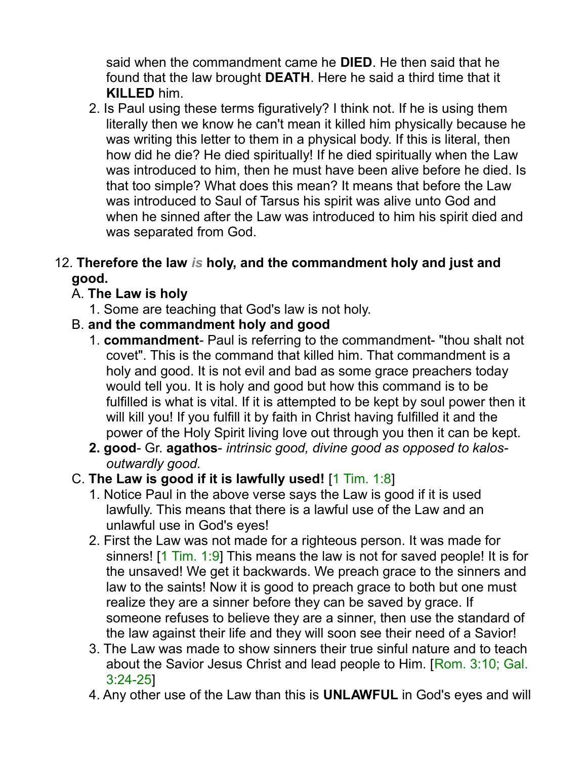said when the commandment came he **DIED**. He then said that he found that the law brought **DEATH**. Here he said a third time that it **KILLED** him.

2. Is Paul using these terms figuratively? I think not. If he is using them literally then we know he can't mean it killed him physically because he was writing this letter to them in a physical body. If this is literal, then how did he die? He died spiritually! If he died spiritually when the Law was introduced to him, then he must have been alive before he died. Is that too simple? What does this mean? It means that before the Law was introduced to Saul of Tarsus his spirit was alive unto God and when he sinned after the Law was introduced to him his spirit died and was separated from God.

12. **Therefore the law *is* holy, and the commandment holy and just and good.**

   A. **The Law is holy**

      1. Some are teaching that God's law is not holy.

   B. **and the commandment holy and good**

      1. **commandment**- Paul is referring to the commandment- "thou shalt not covet". This is the command that killed him. That commandment is a holy and good. It is not evil and bad as some grace preachers today would tell you. It is holy and good but how this command is to be fulfilled is what is vital. If it is attempted to be kept by soul power then it will kill you! If you fulfill it by faith in Christ having fulfilled it and the power of the Holy Spirit living love out through you then it can be kept.

      2. **good**- Gr. **agathos**- *intrinsic good, divine good as opposed to kalos- outwardly good.*

   C. **The Law is good if it is lawfully used!** [1 Tim. 1:8]

      1. Notice Paul in the above verse says the Law is good if it is used lawfully. This means that there is a lawful use of the Law and an unlawful use in God's eyes!

      2. First the Law was not made for a righteous person. It was made for sinners! [1 Tim. 1:9] This means the law is not for saved people! It is for the unsaved! We get it backwards. We preach grace to the sinners and law to the saints! Now it is good to preach grace to both but one must realize they are a sinner before they can be saved by grace. If someone refuses to believe they are a sinner, then use the standard of the law against their life and they will soon see their need of a Savior!

      3. The Law was made to show sinners their true sinful nature and to teach about the Savior Jesus Christ and lead people to Him. [Rom. 3:10; Gal. 3:24-25]

      4. Any other use of the Law than this is **UNLAWFUL** in God's eyes and will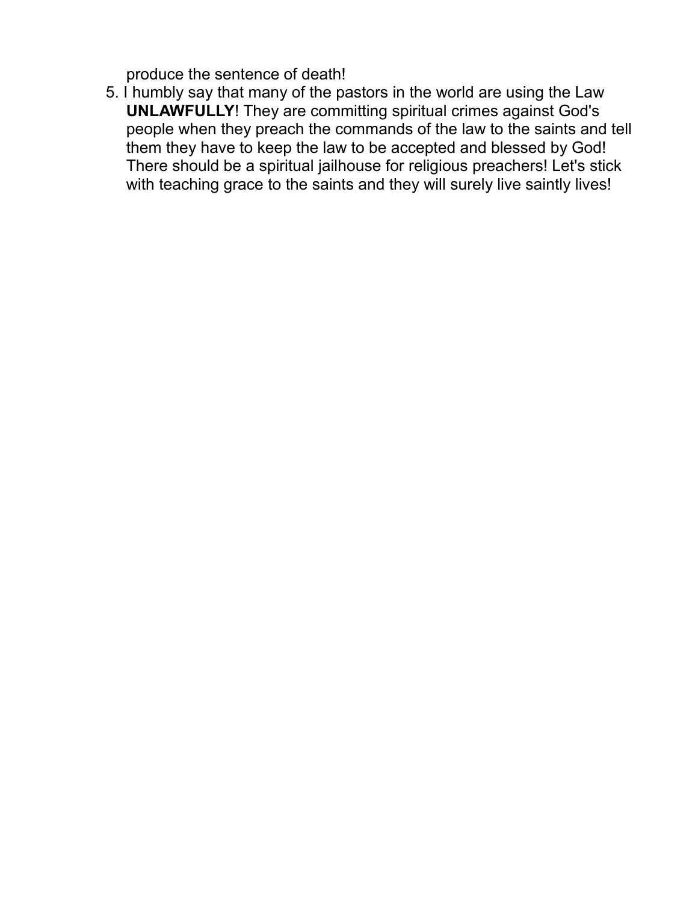produce the sentence of death!

5. I humbly say that many of the pastors in the world are using the Law **UNLAWFULLY**! They are committing spiritual crimes against God's people when they preach the commands of the law to the saints and tell them they have to keep the law to be accepted and blessed by God! There should be a spiritual jailhouse for religious preachers! Let's stick with teaching grace to the saints and they will surely live saintly lives!